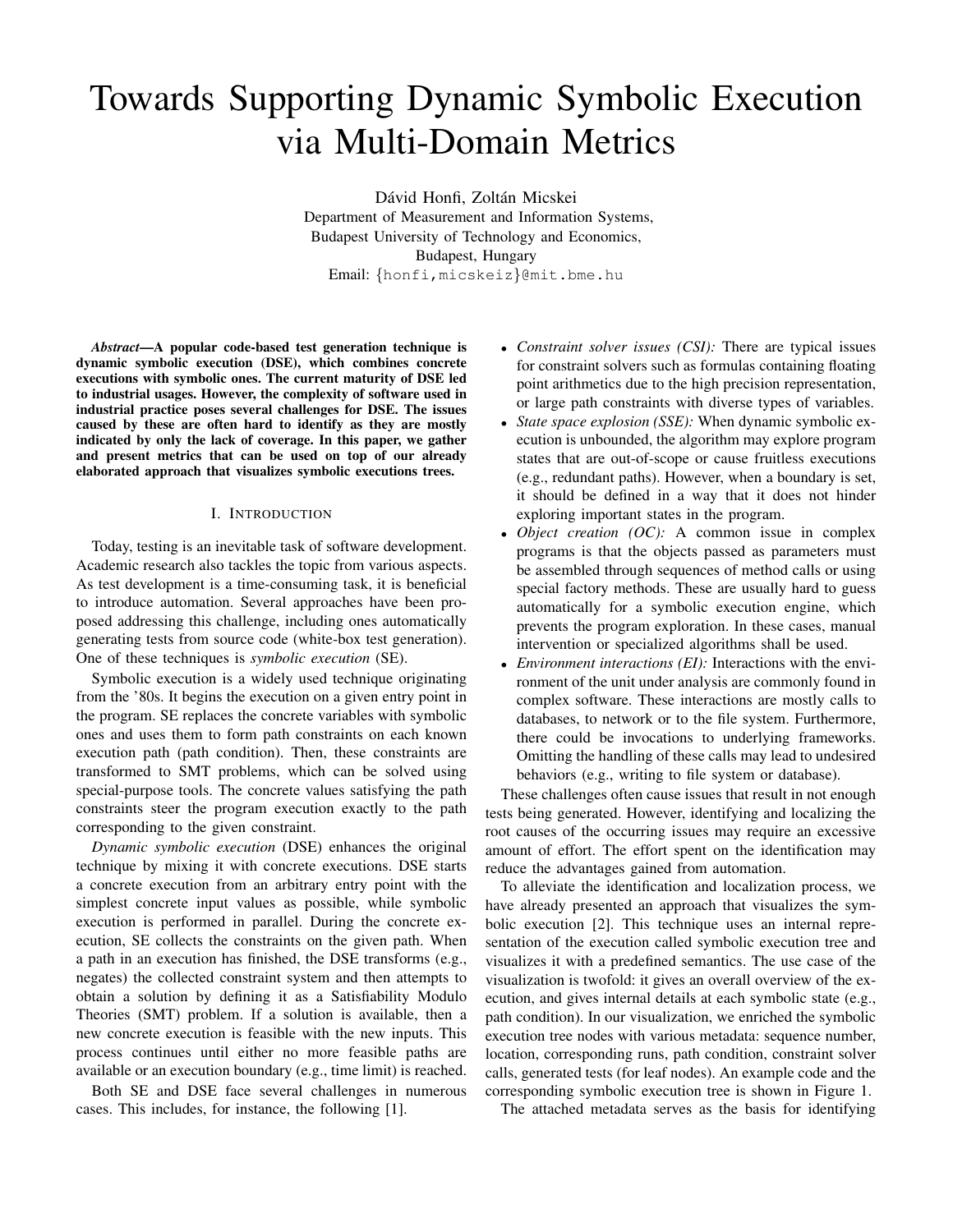# Towards Supporting Dynamic Symbolic Execution via Multi-Domain Metrics

Dávid Honfi, Zoltán Micskei
Department of Measurement and Information Systems,
Budapest University of Technology and Economics,
Budapest, Hungary
Email: {honfi,micskeiz}@mit.bme.hu

***Abstract*—A popular code-based test generation technique is dynamic symbolic execution (DSE), which combines concrete executions with symbolic ones. The current maturity of DSE led to industrial usages. However, the complexity of software used in industrial practice poses several challenges for DSE. The issues caused by these are often hard to identify as they are mostly indicated by only the lack of coverage. In this paper, we gather and present metrics that can be used on top of our already elaborated approach that visualizes symbolic executions trees.**

## I. Introduction

Today, testing is an inevitable task of software development. Academic research also tackles the topic from various aspects. As test development is a time-consuming task, it is beneficial to introduce automation. Several approaches have been proposed addressing this challenge, including ones automatically generating tests from source code (white-box test generation). One of these techniques is *symbolic execution* (SE).

Symbolic execution is a widely used technique originating from the '80s. It begins the execution on a given entry point in the program. SE replaces the concrete variables with symbolic ones and uses them to form path constraints on each known execution path (path condition). Then, these constraints are transformed to SMT problems, which can be solved using special-purpose tools. The concrete values satisfying the path constraints steer the program execution exactly to the path corresponding to the given constraint.

*Dynamic symbolic execution* (DSE) enhances the original technique by mixing it with concrete executions. DSE starts a concrete execution from an arbitrary entry point with the simplest concrete input values as possible, while symbolic execution is performed in parallel. During the concrete execution, SE collects the constraints on the given path. When a path in an execution has finished, the DSE transforms (e.g., negates) the collected constraint system and then attempts to obtain a solution by defining it as a Satisfiability Modulo Theories (SMT) problem. If a solution is available, then a new concrete execution is feasible with the new inputs. This process continues until either no more feasible paths are available or an execution boundary (e.g., time limit) is reached.

Both SE and DSE face several challenges in numerous cases. This includes, for instance, the following [1].

- *Constraint solver issues (CSI):* There are typical issues for constraint solvers such as formulas containing floating point arithmetics due to the high precision representation, or large path constraints with diverse types of variables.
- *State space explosion (SSE):* When dynamic symbolic execution is unbounded, the algorithm may explore program states that are out-of-scope or cause fruitless executions (e.g., redundant paths). However, when a boundary is set, it should be defined in a way that it does not hinder exploring important states in the program.
- *Object creation (OC):* A common issue in complex programs is that the objects passed as parameters must be assembled through sequences of method calls or using special factory methods. These are usually hard to guess automatically for a symbolic execution engine, which prevents the program exploration. In these cases, manual intervention or specialized algorithms shall be used.
- *Environment interactions (EI):* Interactions with the environment of the unit under analysis are commonly found in complex software. These interactions are mostly calls to databases, to network or to the file system. Furthermore, there could be invocations to underlying frameworks. Omitting the handling of these calls may lead to undesired behaviors (e.g., writing to file system or database).

These challenges often cause issues that result in not enough tests being generated. However, identifying and localizing the root causes of the occurring issues may require an excessive amount of effort. The effort spent on the identification may reduce the advantages gained from automation.

To alleviate the identification and localization process, we have already presented an approach that visualizes the symbolic execution [2]. This technique uses an internal representation of the execution called symbolic execution tree and visualizes it with a predefined semantics. The use case of the visualization is twofold: it gives an overall overview of the execution, and gives internal details at each symbolic state (e.g., path condition). In our visualization, we enriched the symbolic execution tree nodes with various metadata: sequence number, location, corresponding runs, path condition, constraint solver calls, generated tests (for leaf nodes). An example code and the corresponding symbolic execution tree is shown in Figure 1.

The attached metadata serves as the basis for identifying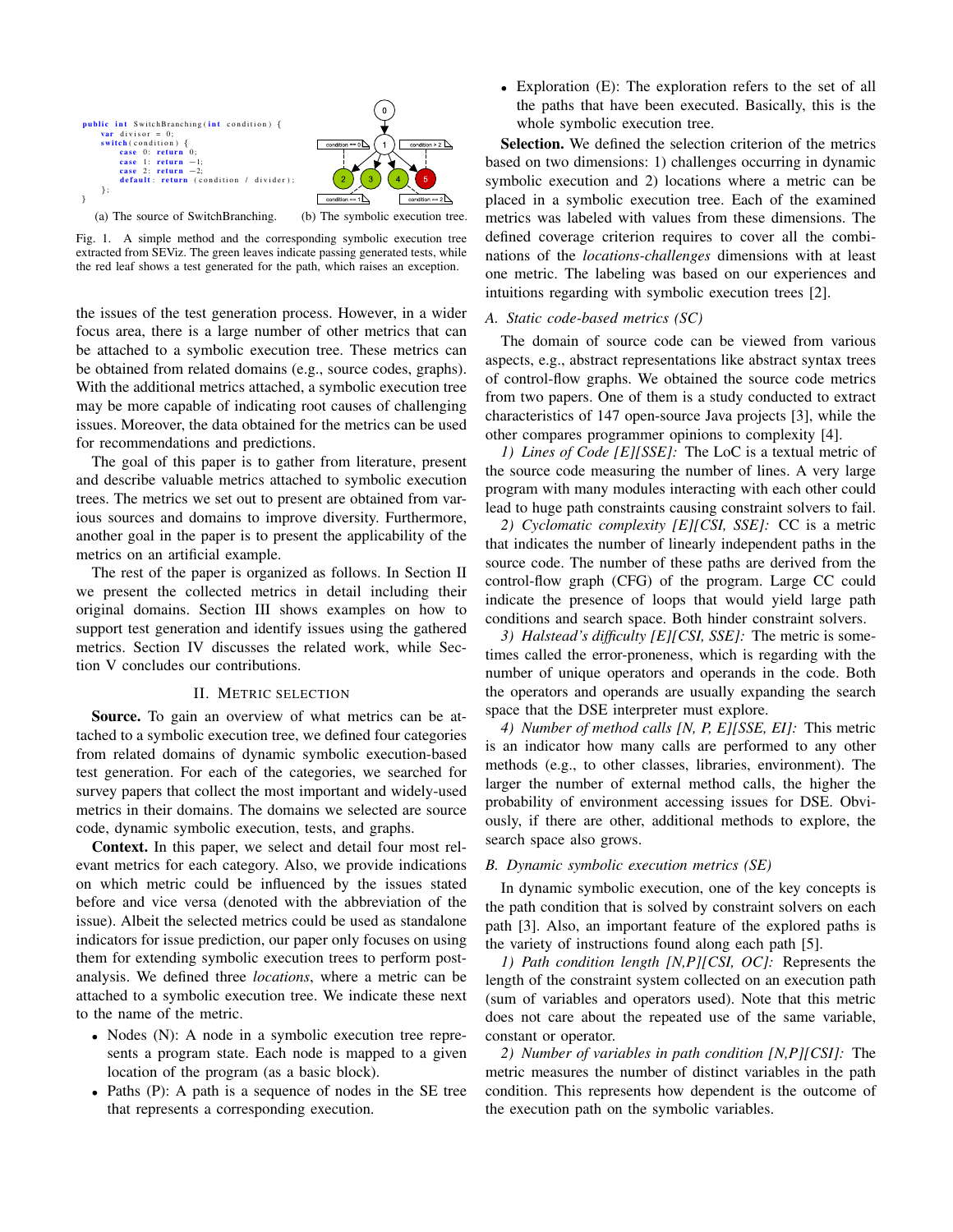```
public int SwitchBranching(int condition) {
    var divisor = 0;
    switch(condition) {
        case 0: return 0;
        case 1: return -1;
        case 2: return -2;
        default: return (condition / divider);
    };
}
```

(a) The source of SwitchBranching. (b) The symbolic execution tree.

Fig. 1. A simple method and the corresponding symbolic execution tree extracted from SEViz. The green leaves indicate passing generated tests, while the red leaf shows a test generated for the path, which raises an exception.

the issues of the test generation process. However, in a wider focus area, there is a large number of other metrics that can be attached to a symbolic execution tree. These metrics can be obtained from related domains (e.g., source codes, graphs). With the additional metrics attached, a symbolic execution tree may be more capable of indicating root causes of challenging issues. Moreover, the data obtained for the metrics can be used for recommendations and predictions.

The goal of this paper is to gather from literature, present and describe valuable metrics attached to symbolic execution trees. The metrics we set out to present are obtained from various sources and domains to improve diversity. Furthermore, another goal in the paper is to present the applicability of the metrics on an artificial example.

The rest of the paper is organized as follows. In Section II we present the collected metrics in detail including their original domains. Section III shows examples on how to support test generation and identify issues using the gathered metrics. Section IV discusses the related work, while Section V concludes our contributions.

## II. Metric Selection

**Source.** To gain an overview of what metrics can be attached to a symbolic execution tree, we defined four categories from related domains of dynamic symbolic execution-based test generation. For each of the categories, we searched for survey papers that collect the most important and widely-used metrics in their domains. The domains we selected are source code, dynamic symbolic execution, tests, and graphs.

**Context.** In this paper, we select and detail four most relevant metrics for each category. Also, we provide indications on which metric could be influenced by the issues stated before and vice versa (denoted with the abbreviation of the issue). Albeit the selected metrics could be used as standalone indicators for issue prediction, our paper only focuses on using them for extending symbolic execution trees to perform post-analysis. We defined three *locations*, where a metric can be attached to a symbolic execution tree. We indicate these next to the name of the metric.

- Nodes (N): A node in a symbolic execution tree represents a program state. Each node is mapped to a given location of the program (as a basic block).
- Paths (P): A path is a sequence of nodes in the SE tree that represents a corresponding execution.
- Exploration (E): The exploration refers to the set of all the paths that have been executed. Basically, this is the whole symbolic execution tree.

**Selection.** We defined the selection criterion of the metrics based on two dimensions: 1) challenges occurring in dynamic symbolic execution and 2) locations where a metric can be placed in a symbolic execution tree. Each of the examined metrics was labeled with values from these dimensions. The defined coverage criterion requires to cover all the combinations of the *locations-challenges* dimensions with at least one metric. The labeling was based on our experiences and intuitions regarding with symbolic execution trees [2].

### A. Static code-based metrics (SC)

The domain of source code can be viewed from various aspects, e.g., abstract representations like abstract syntax trees of control-flow graphs. We obtained the source code metrics from two papers. One of them is a study conducted to extract characteristics of 147 open-source Java projects [3], while the other compares programmer opinions to complexity [4].

*1) Lines of Code [E][SSE]:* The LoC is a textual metric of the source code measuring the number of lines. A very large program with many modules interacting with each other could lead to huge path constraints causing constraint solvers to fail.

*2) Cyclomatic complexity [E][CSI, SSE]:* CC is a metric that indicates the number of linearly independent paths in the source code. The number of these paths are derived from the control-flow graph (CFG) of the program. Large CC could indicate the presence of loops that would yield large path conditions and search space. Both hinder constraint solvers.

*3) Halstead's difficulty [E][CSI, SSE]:* The metric is sometimes called the error-proneness, which is regarding with the number of unique operators and operands in the code. Both the operators and operands are usually expanding the search space that the DSE interpreter must explore.

*4) Number of method calls [N, P, E][SSE, EI]:* This metric is an indicator how many calls are performed to any other methods (e.g., to other classes, libraries, environment). The larger the number of external method calls, the higher the probability of environment accessing issues for DSE. Obviously, if there are other, additional methods to explore, the search space also grows.

### B. Dynamic symbolic execution metrics (SE)

In dynamic symbolic execution, one of the key concepts is the path condition that is solved by constraint solvers on each path [3]. Also, an important feature of the explored paths is the variety of instructions found along each path [5].

*1) Path condition length [N,P][CSI, OC]:* Represents the length of the constraint system collected on an execution path (sum of variables and operators used). Note that this metric does not care about the repeated use of the same variable, constant or operator.

*2) Number of variables in path condition [N,P][CSI]:* The metric measures the number of distinct variables in the path condition. This represents how dependent is the outcome of the execution path on the symbolic variables.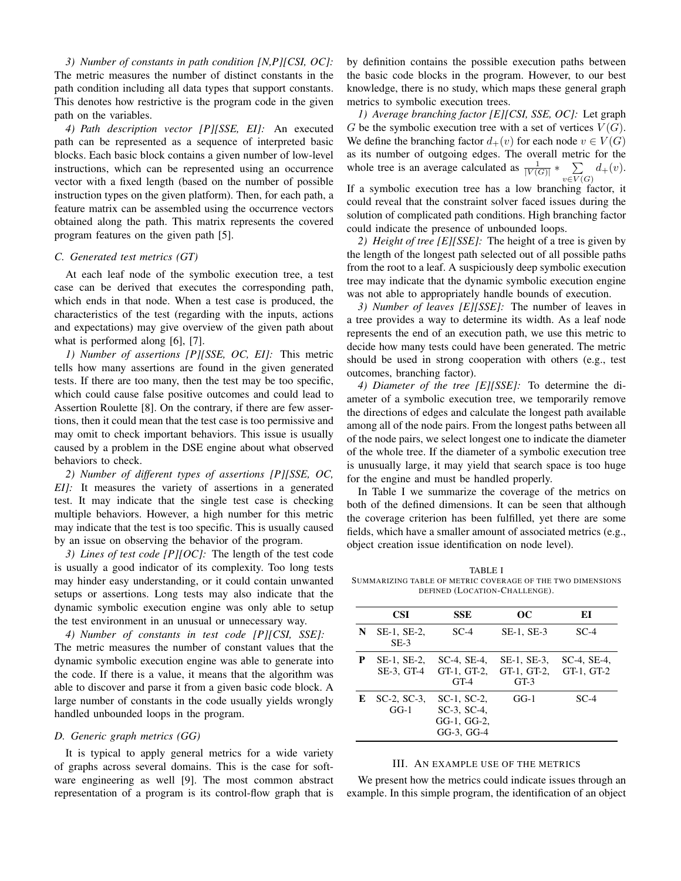*3) Number of constants in path condition [N,P][CSI, OC]:* The metric measures the number of distinct constants in the path condition including all data types that support constants. This denotes how restrictive is the program code in the given path on the variables.

*4) Path description vector [P][SSE, EI]:* An executed path can be represented as a sequence of interpreted basic blocks. Each basic block contains a given number of low-level instructions, which can be represented using an occurrence vector with a fixed length (based on the number of possible instruction types on the given platform). Then, for each path, a feature matrix can be assembled using the occurrence vectors obtained along the path. This matrix represents the covered program features on the given path [5].

### C. Generated test metrics (GT)

At each leaf node of the symbolic execution tree, a test case can be derived that executes the corresponding path, which ends in that node. When a test case is produced, the characteristics of the test (regarding with the inputs, actions and expectations) may give overview of the given path about what is performed along [6], [7].

*1) Number of assertions [P][SSE, OC, EI]:* This metric tells how many assertions are found in the given generated tests. If there are too many, then the test may be too specific, which could cause false positive outcomes and could lead to Assertion Roulette [8]. On the contrary, if there are few assertions, then it could mean that the test case is too permissive and may omit to check important behaviors. This issue is usually caused by a problem in the DSE engine about what observed behaviors to check.

*2) Number of different types of assertions [P][SSE, OC, EI]:* It measures the variety of assertions in a generated test. It may indicate that the single test case is checking multiple behaviors. However, a high number for this metric may indicate that the test is too specific. This is usually caused by an issue on observing the behavior of the program.

*3) Lines of test code [P][OC]:* The length of the test code is usually a good indicator of its complexity. Too long tests may hinder easy understanding, or it could contain unwanted setups or assertions. Long tests may also indicate that the dynamic symbolic execution engine was only able to setup the test environment in an unusual or unnecessary way.

*4) Number of constants in test code [P][CSI, SSE]:* The metric measures the number of constant values that the dynamic symbolic execution engine was able to generate into the code. If there is a value, it means that the algorithm was able to discover and parse it from a given basic code block. A large number of constants in the code usually yields wrongly handled unbounded loops in the program.

### D. Generic graph metrics (GG)

It is typical to apply general metrics for a wide variety of graphs across several domains. This is the case for software engineering as well [9]. The most common abstract representation of a program is its control-flow graph that is by definition contains the possible execution paths between the basic code blocks in the program. However, to our best knowledge, there is no study, which maps these general graph metrics to symbolic execution trees.

*1) Average branching factor [E][CSI, SSE, OC]:* Let graph $G$ be the symbolic execution tree with a set of vertices $V(G)$. We define the branching factor $d_+(v)$ for each node $v \in V(G)$ as its number of outgoing edges. The overall metric for the whole tree is an average calculated as $\frac{1}{|V(G)|} * \sum_{v \in V(G)} d_+(v)$. If a symbolic execution tree has a low branching factor, it could reveal that the constraint solver faced issues during the solution of complicated path conditions. High branching factor could indicate the presence of unbounded loops.

*2) Height of tree [E][SSE]:* The height of a tree is given by the length of the longest path selected out of all possible paths from the root to a leaf. A suspiciously deep symbolic execution tree may indicate that the dynamic symbolic execution engine was not able to appropriately handle bounds of execution.

*3) Number of leaves [E][SSE]:* The number of leaves in a tree provides a way to determine its width. As a leaf node represents the end of an execution path, we use this metric to decide how many tests could have been generated. The metric should be used in strong cooperation with others (e.g., test outcomes, branching factor).

*4) Diameter of the tree [E][SSE]:* To determine the diameter of a symbolic execution tree, we temporarily remove the directions of edges and calculate the longest path available among all of the node pairs. From the longest paths between all of the node pairs, we select longest one to indicate the diameter of the whole tree. If the diameter of a symbolic execution tree is unusually large, it may yield that search space is too huge for the engine and must be handled properly.

In Table I we summarize the coverage of the metrics on both of the defined dimensions. It can be seen that although the coverage criterion has been fulfilled, yet there are some fields, which have a smaller amount of associated metrics (e.g., object creation issue identification on node level).

TABLE I
SUMMARIZING TABLE OF METRIC COVERAGE OF THE TWO DIMENSIONS DEFINED (LOCATION-CHALLENGE).

| | CSI | SSE | OC | EI |
|---|---|---|---|---|
| **N** | SE-1, SE-2, SE-3 | SC-4 | SE-1, SE-3 | SC-4 |
| **P** | SE-1, SE-2, SE-3, GT-4 | SC-4, SE-4, GT-1, GT-2, GT-4 | SE-1, SE-3, GT-1, GT-2, GT-3 | SC-4, SE-4, GT-1, GT-2 |
| **E** | SC-2, SC-3, GG-1 | SC-1, SC-2, SC-3, SC-4, GG-1, GG-2, GG-3, GG-4 | GG-1 | SC-4 |

## III. AN EXAMPLE USE OF THE METRICS

We present how the metrics could indicate issues through an example. In this simple program, the identification of an object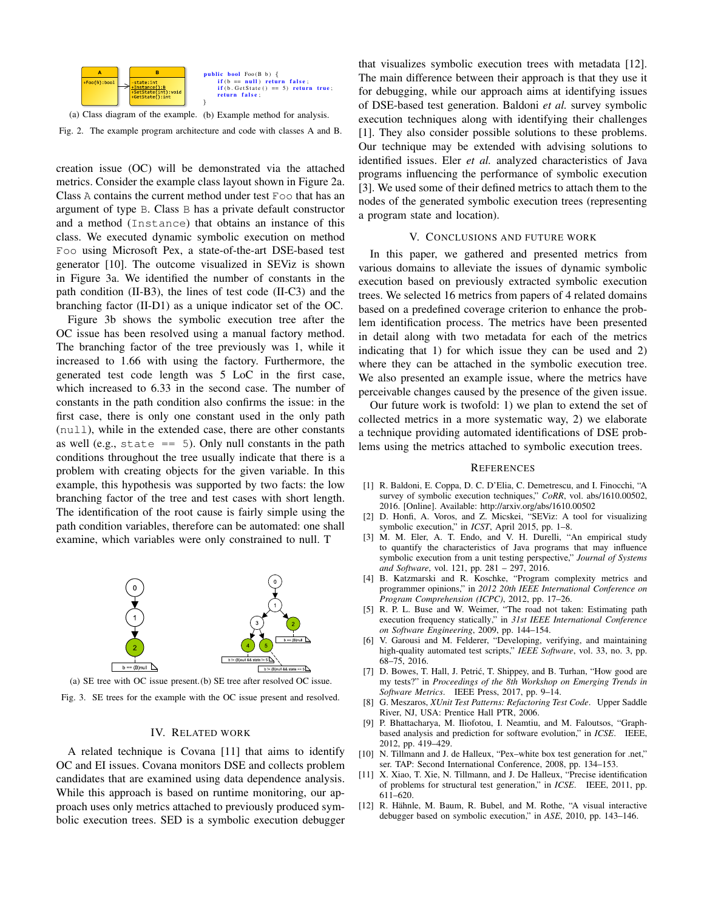A: +Foo(B):bool

B: -state:int, +Instance():B, +SetState(int):void, +GetState():int

```
public bool Foo(B b) {
    if(b == null) return false;
    if(b.GetState() == 5) return true;
    return false;
}
```

(a) Class diagram of the example. (b) Example method for analysis.

Fig. 2. The example program architecture and code with classes A and B.

creation issue (OC) will be demonstrated via the attached metrics. Consider the example class layout shown in Figure 2a. Class A contains the current method under test Foo that has an argument of type B. Class B has a private default constructor and a method (Instance) that obtains an instance of this class. We executed dynamic symbolic execution on method Foo using Microsoft Pex, a state-of-the-art DSE-based test generator [10]. The outcome visualized in SEViz is shown in Figure 3a. We identified the number of constants in the path condition (II-B3), the lines of test code (II-C3) and the branching factor (II-D1) as a unique indicator set of the OC.

Figure 3b shows the symbolic execution tree after the OC issue has been resolved using a manual factory method. The branching factor of the tree previously was 1, while it increased to 1.66 with using the factory. Furthermore, the generated test code length was 5 LoC in the first case, which increased to 6.33 in the second case. The number of constants in the path condition also confirms the issue: in the first case, there is only one constant used in the only path (null), while in the extended case, there are other constants as well (e.g., state == 5). Only null constants in the path conditions throughout the tree usually indicate that there is a problem with creating objects for the given variable. In this example, this hypothesis was supported by two facts: the low branching factor of the tree and test cases with short length. The identification of the root cause is fairly simple using the path condition variables, therefore can be automated: one shall examine, which variables were only constrained to null. T

0
1
2
b == (B)null

0
1
3
2
4
5
b == (B)null
b != (B)null && state != 5
b != (B)null && state == 5

(a) SE tree with OC issue present. (b) SE tree after resolved OC issue.

Fig. 3. SE trees for the example with the OC issue present and resolved.

## IV. Related Work

A related technique is Covana [11] that aims to identify OC and EI issues. Covana monitors DSE and collects problem candidates that are examined using data dependence analysis. While this approach is based on runtime monitoring, our approach uses only metrics attached to previously produced symbolic execution trees. SED is a symbolic execution debugger that visualizes symbolic execution trees with metadata [12]. The main difference between their approach is that they use it for debugging, while our approach aims at identifying issues of DSE-based test generation. Baldoni *et al.* survey symbolic execution techniques along with identifying their challenges [1]. They also consider possible solutions to these problems. Our technique may be extended with advising solutions to identified issues. Eler *et al.* analyzed characteristics of Java programs influencing the performance of symbolic execution [3]. We used some of their defined metrics to attach them to the nodes of the generated symbolic execution trees (representing a program state and location).

## V. Conclusions and Future Work

In this paper, we gathered and presented metrics from various domains to alleviate the issues of dynamic symbolic execution based on previously extracted symbolic execution trees. We selected 16 metrics from papers of 4 related domains based on a predefined coverage criterion to enhance the problem identification process. The metrics have been presented in detail along with two metadata for each of the metrics indicating that 1) for which issue they can be used and 2) where they can be attached in the symbolic execution tree. We also presented an example issue, where the metrics have perceivable changes caused by the presence of the given issue.

Our future work is twofold: 1) we plan to extend the set of collected metrics in a more systematic way, 2) we elaborate a technique providing automated identifications of DSE problems using the metrics attached to symbolic execution trees.

## References

[1] R. Baldoni, E. Coppa, D. C. D'Elia, C. Demetrescu, and I. Finocchi, "A survey of symbolic execution techniques," *CoRR*, vol. abs/1610.00502, 2016. [Online]. Available: http://arxiv.org/abs/1610.00502

[2] D. Honfi, A. Voros, and Z. Micskei, "SEViz: A tool for visualizing symbolic execution," in *ICST*, April 2015, pp. 1–8.

[3] M. M. Eler, A. T. Endo, and V. H. Durelli, "An empirical study to quantify the characteristics of Java programs that may influence symbolic execution from a unit testing perspective," *Journal of Systems and Software*, vol. 121, pp. 281 – 297, 2016.

[4] B. Katzmarski and R. Koschke, "Program complexity metrics and programmer opinions," in *2012 20th IEEE International Conference on Program Comprehension (ICPC)*, 2012, pp. 17–26.

[5] R. P. L. Buse and W. Weimer, "The road not taken: Estimating path execution frequency statically," in *31st IEEE International Conference on Software Engineering*, 2009, pp. 144–154.

[6] V. Garousi and M. Felderer, "Developing, verifying, and maintaining high-quality automated test scripts," *IEEE Software*, vol. 33, no. 3, pp. 68–75, 2016.

[7] D. Bowes, T. Hall, J. Petrić, T. Shippey, and B. Turhan, "How good are my tests?" in *Proceedings of the 8th Workshop on Emerging Trends in Software Metrics*. IEEE Press, 2017, pp. 9–14.

[8] G. Meszaros, *XUnit Test Patterns: Refactoring Test Code*. Upper Saddle River, NJ, USA: Prentice Hall PTR, 2006.

[9] P. Bhattacharya, M. Iliofotou, I. Neamtiu, and M. Faloutsos, "Graph-based analysis and prediction for software evolution," in *ICSE*. IEEE, 2012, pp. 419–429.

[10] N. Tillmann and J. de Halleux, "Pex–white box test generation for .net," ser. TAP: Second International Conference, 2008, pp. 134–153.

[11] X. Xiao, T. Xie, N. Tillmann, and J. De Halleux, "Precise identification of problems for structural test generation," in *ICSE*. IEEE, 2011, pp. 611–620.

[12] R. Hähnle, M. Baum, R. Bubel, and M. Rothe, "A visual interactive debugger based on symbolic execution," in *ASE*, 2010, pp. 143–146.